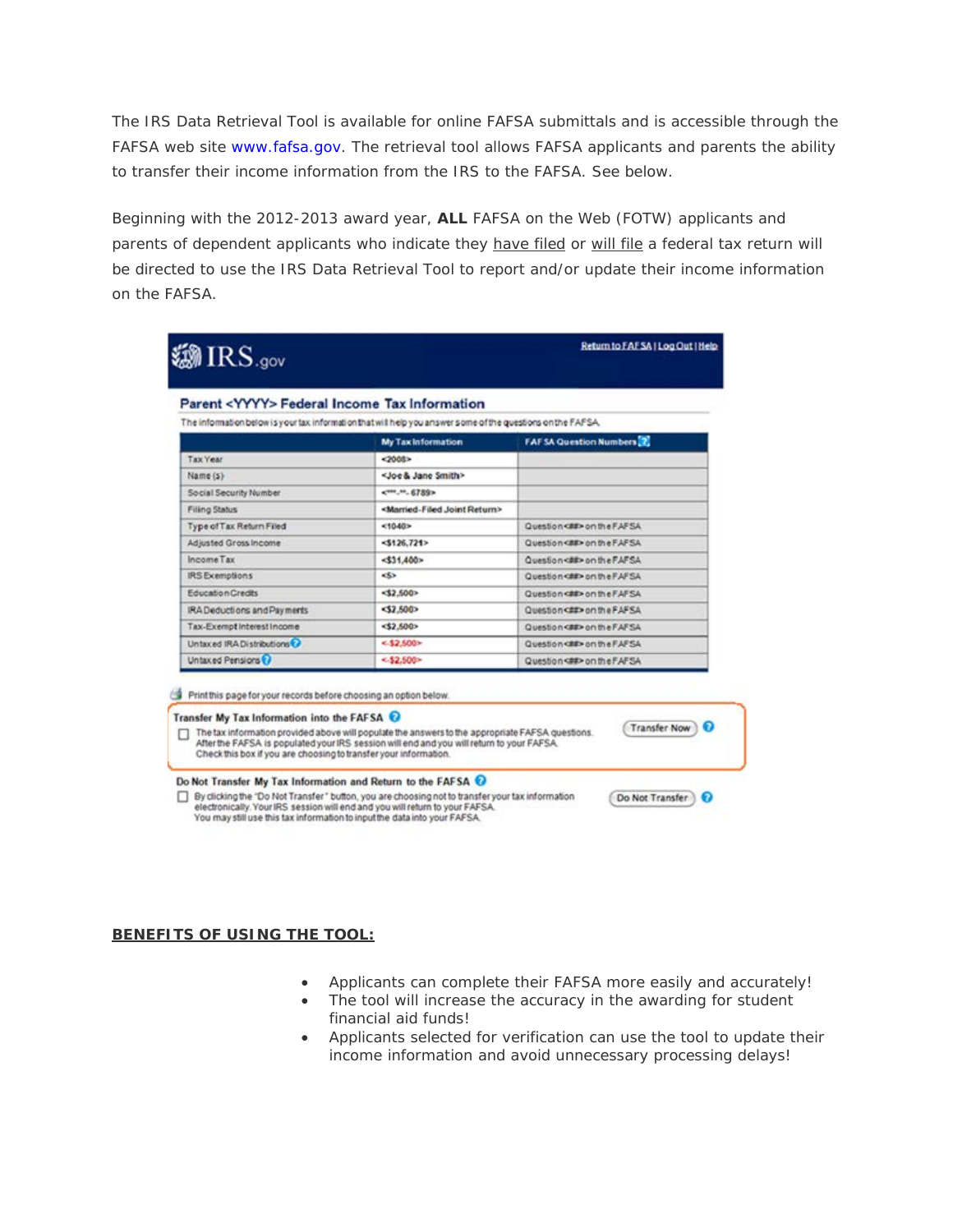The IRS Data Retrieval Tool is available for online FAFSA submittals and is accessible through the FAFSA web site www.fafsa.gov. The retrieval tool allows FAFSA applicants and parents the ability to transfer their income information from the IRS to the FAFSA. See below.

Beginning with the 2012-2013 award year, **ALL** FAFSA on the Web (FOTW) applicants and parents of dependent applicants who indicate they have filed or will file a federal tax return will be directed to use the IRS Data Retrieval Tool to report and/or update their income information on the FAFSA.

IRS.gov

Return to FAFSA | Log Out | Help

## Parent <YYYY> Federal Income Tax Information

The information below is your tax information that will help you answer some of the questions on the FAFSA.

| | My Tax Information | FAFSA Question Numbers |
|---|---|---|
| Tax Year | <2008> | |
| Name (s) | <Joe & Jane Smith> | |
| Social Security Number | <***-**-6789> | |
| Filing Status | <Married-Filed Joint Return> | |
| Type of Tax Return Filed | <1040> | Question <##> on the FAFSA |
| Adjusted Gross Income | <$126,721> | Question <##> on the FAFSA |
| Income Tax | <$31,400> | Question <##> on the FAFSA |
| IRS Exemptions | <5> | Question <##> on the FAFSA |
| Education Credits | <$2,500> | Question <##> on the FAFSA |
| IRA Deductions and Payments | <$2,500> | Question <##> on the FAFSA |
| Tax-Exempt Interest Income | <$2,500> | Question <##> on the FAFSA |
| Untaxed IRA Distributions | <-$2,500> | Question <##> on the FAFSA |
| Untaxed Pensions | <-$2,500> | Question <##> on the FAFSA |

Print this page for your records before choosing an option below.

**Transfer My Tax Information into the FAFSA**

☐ The tax information provided above will populate the answers to the appropriate FAFSA questions. After the FAFSA is populated your IRS session will end and you will return to your FAFSA. Check this box if you are choosing to transfer your information.

[Transfer Now]

**Do Not Transfer My Tax Information and Return to the FAFSA**

☐ By clicking the "Do Not Transfer" button, you are choosing not to transfer your tax information electronically. Your IRS session will end and you will return to your FAFSA. You may still use this tax information to input the data into your FAFSA.

[Do Not Transfer]

## BENEFITS OF USING THE TOOL:

- Applicants can complete their FAFSA more easily and accurately!
- The tool will increase the accuracy in the awarding for student financial aid funds!
- Applicants selected for verification can use the tool to update their income information and avoid unnecessary processing delays!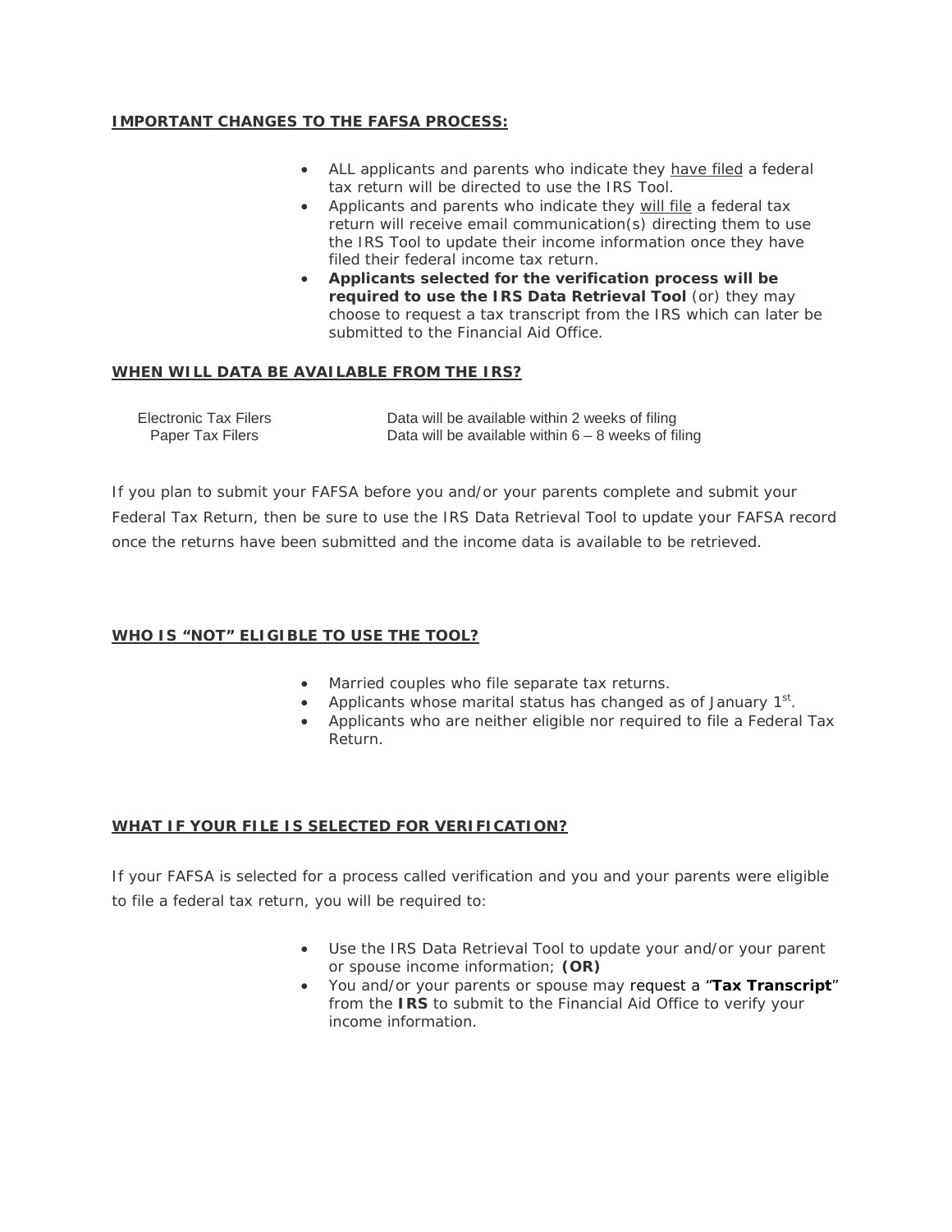## **IMPORTANT CHANGES TO THE FAFSA PROCESS:**

- ALL applicants and parents who indicate they have filed a federal tax return will be directed to use the IRS Tool.
- Applicants and parents who indicate they will file a federal tax return will receive email communication(s) directing them to use the IRS Tool to update their income information once they have filed their federal income tax return.
- **Applicants selected for the verification process will be required to use the IRS Data Retrieval Tool** (or) they may choose to request a tax transcript from the IRS which can later be submitted to the Financial Aid Office.

## **WHEN WILL DATA BE AVAILABLE FROM THE IRS?**

| | |
|---|---|
| Electronic Tax Filers | Data will be available within 2 weeks of filing |
| Paper Tax Filers | Data will be available within 6 – 8 weeks of filing |

If you plan to submit your FAFSA before you and/or your parents complete and submit your Federal Tax Return, then be sure to use the IRS Data Retrieval Tool to update your FAFSA record once the returns have been submitted and the income data is available to be retrieved.

## **WHO IS "NOT" ELIGIBLE TO USE THE TOOL?**

- Married couples who file separate tax returns.
- Applicants whose marital status has changed as of January 1st.
- Applicants who are neither eligible nor required to file a Federal Tax Return.

## **WHAT IF YOUR FILE IS SELECTED FOR VERIFICATION?**

If your FAFSA is selected for a process called verification and you and your parents were eligible to file a federal tax return, you will be required to:

- Use the IRS Data Retrieval Tool to update your and/or your parent or spouse income information; **(OR)**
- You and/or your parents or spouse may request a "**Tax Transcript**" from the **IRS** to submit to the Financial Aid Office to verify your income information.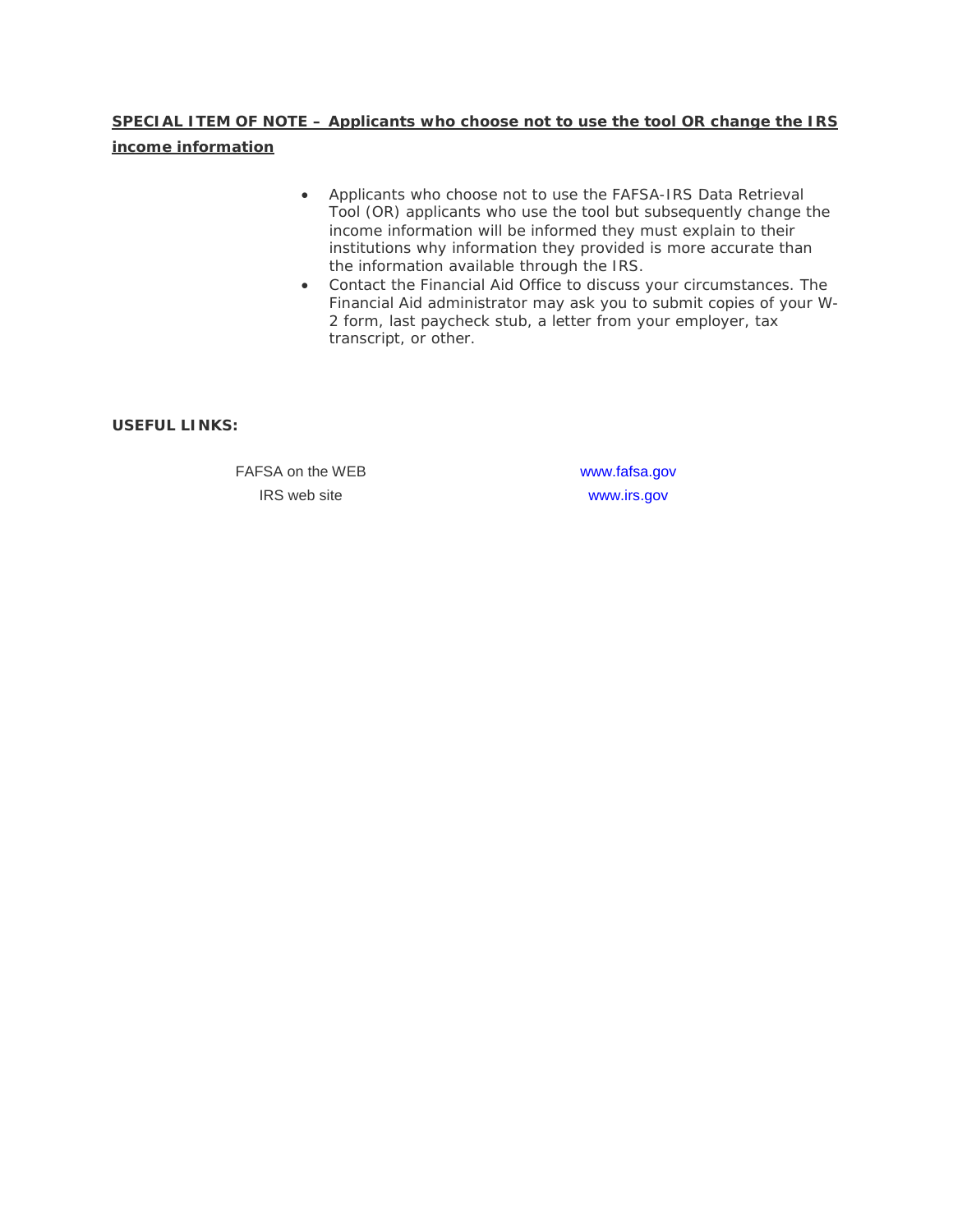**SPECIAL ITEM OF NOTE – Applicants who choose not to use the tool OR change the IRS income information**

- Applicants who choose not to use the FAFSA-IRS Data Retrieval Tool (OR) applicants who use the tool but subsequently change the income information will be informed they must explain to their institutions why information they provided is more accurate than the information available through the IRS.
- Contact the Financial Aid Office to discuss your circumstances. The Financial Aid administrator may ask you to submit copies of your W-2 form, last paycheck stub, a letter from your employer, tax transcript, or other.

**USEFUL LINKS:**

| | |
|---|---|
| FAFSA on the WEB | www.fafsa.gov |
| IRS web site | www.irs.gov |